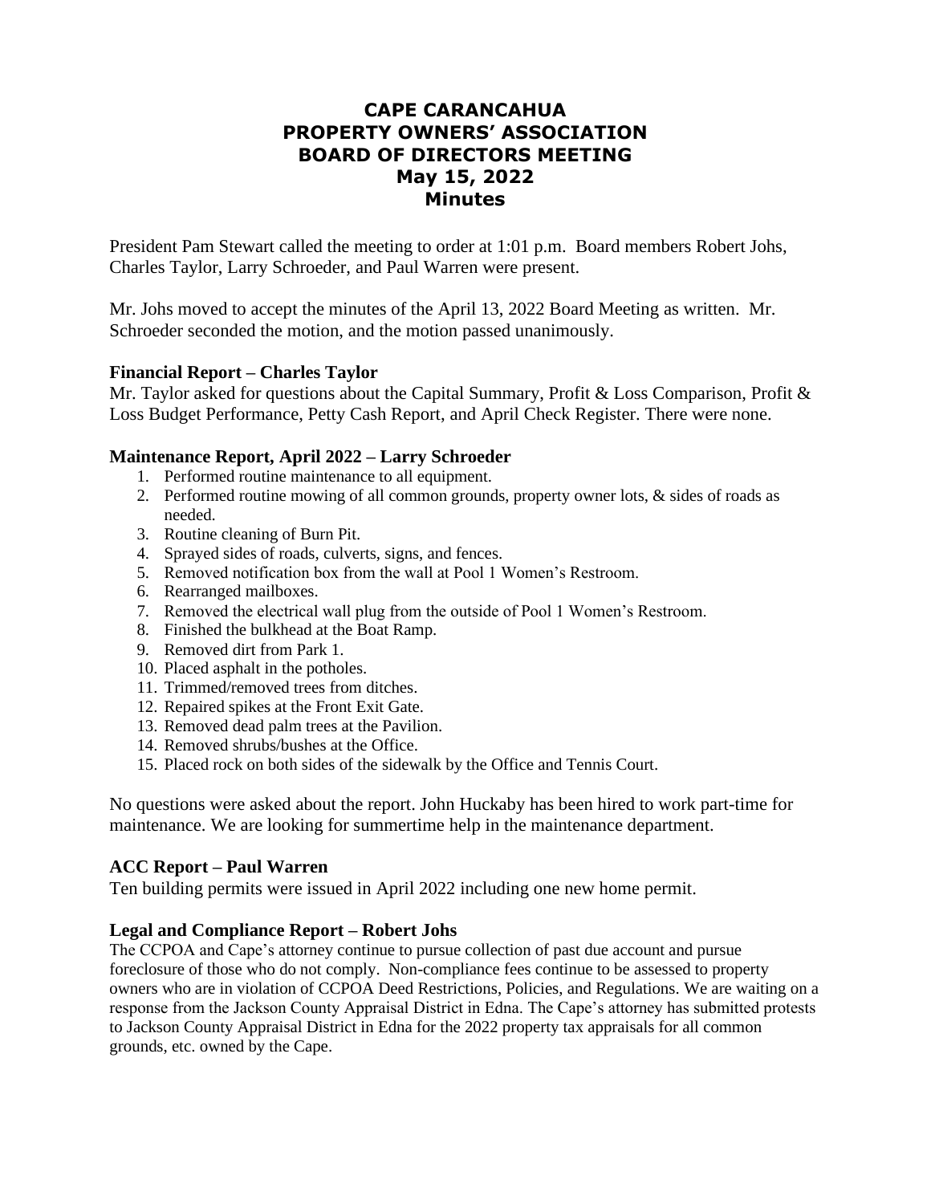# CAPE CARANCAHUA
# PROPERTY OWNERS' ASSOCIATION
# BOARD OF DIRECTORS MEETING
# May 15, 2022
# Minutes

President Pam Stewart called the meeting to order at 1:01 p.m. Board members Robert Johs, Charles Taylor, Larry Schroeder, and Paul Warren were present.

Mr. Johs moved to accept the minutes of the April 13, 2022 Board Meeting as written. Mr. Schroeder seconded the motion, and the motion passed unanimously.

### Financial Report – Charles Taylor

Mr. Taylor asked for questions about the Capital Summary, Profit & Loss Comparison, Profit & Loss Budget Performance, Petty Cash Report, and April Check Register. There were none.

### Maintenance Report, April 2022 – Larry Schroeder

1. Performed routine maintenance to all equipment.
2. Performed routine mowing of all common grounds, property owner lots, & sides of roads as needed.
3. Routine cleaning of Burn Pit.
4. Sprayed sides of roads, culverts, signs, and fences.
5. Removed notification box from the wall at Pool 1 Women's Restroom.
6. Rearranged mailboxes.
7. Removed the electrical wall plug from the outside of Pool 1 Women's Restroom.
8. Finished the bulkhead at the Boat Ramp.
9. Removed dirt from Park 1.
10. Placed asphalt in the potholes.
11. Trimmed/removed trees from ditches.
12. Repaired spikes at the Front Exit Gate.
13. Removed dead palm trees at the Pavilion.
14. Removed shrubs/bushes at the Office.
15. Placed rock on both sides of the sidewalk by the Office and Tennis Court.

No questions were asked about the report. John Huckaby has been hired to work part-time for maintenance. We are looking for summertime help in the maintenance department.

### ACC Report – Paul Warren

Ten building permits were issued in April 2022 including one new home permit.

### Legal and Compliance Report – Robert Johs

The CCPOA and Cape's attorney continue to pursue collection of past due account and pursue foreclosure of those who do not comply. Non-compliance fees continue to be assessed to property owners who are in violation of CCPOA Deed Restrictions, Policies, and Regulations. We are waiting on a response from the Jackson County Appraisal District in Edna. The Cape's attorney has submitted protests to Jackson County Appraisal District in Edna for the 2022 property tax appraisals for all common grounds, etc. owned by the Cape.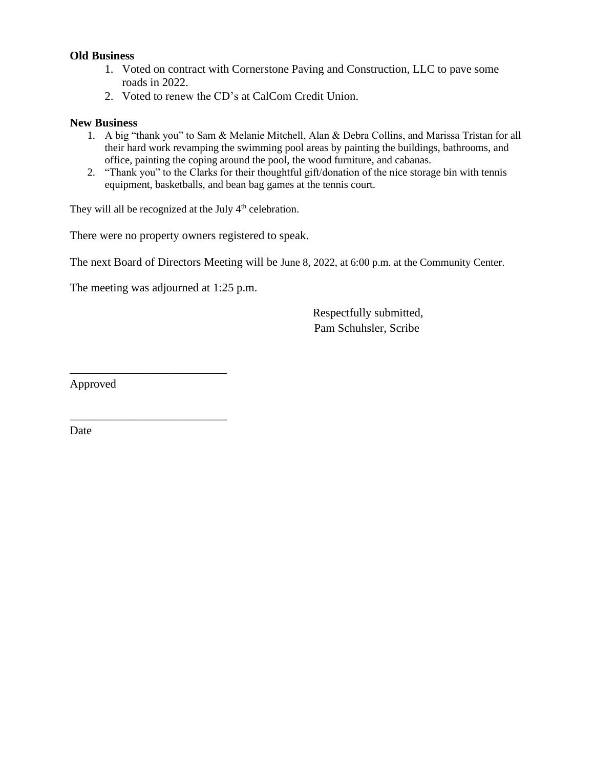**Old Business**

1. Voted on contract with Cornerstone Paving and Construction, LLC to pave some roads in 2022.
2. Voted to renew the CD's at CalCom Credit Union.

**New Business**

1. A big "thank you" to Sam & Melanie Mitchell, Alan & Debra Collins, and Marissa Tristan for all their hard work revamping the swimming pool areas by painting the buildings, bathrooms, and office, painting the coping around the pool, the wood furniture, and cabanas.
2. "Thank you" to the Clarks for their thoughtful gift/donation of the nice storage bin with tennis equipment, basketballs, and bean bag games at the tennis court.

They will all be recognized at the July 4th celebration.

There were no property owners registered to speak.

The next Board of Directors Meeting will be June 8, 2022, at 6:00 p.m. at the Community Center.

The meeting was adjourned at 1:25 p.m.

Respectfully submitted,
Pam Schuhsler, Scribe

___________________________
Approved

___________________________
Date